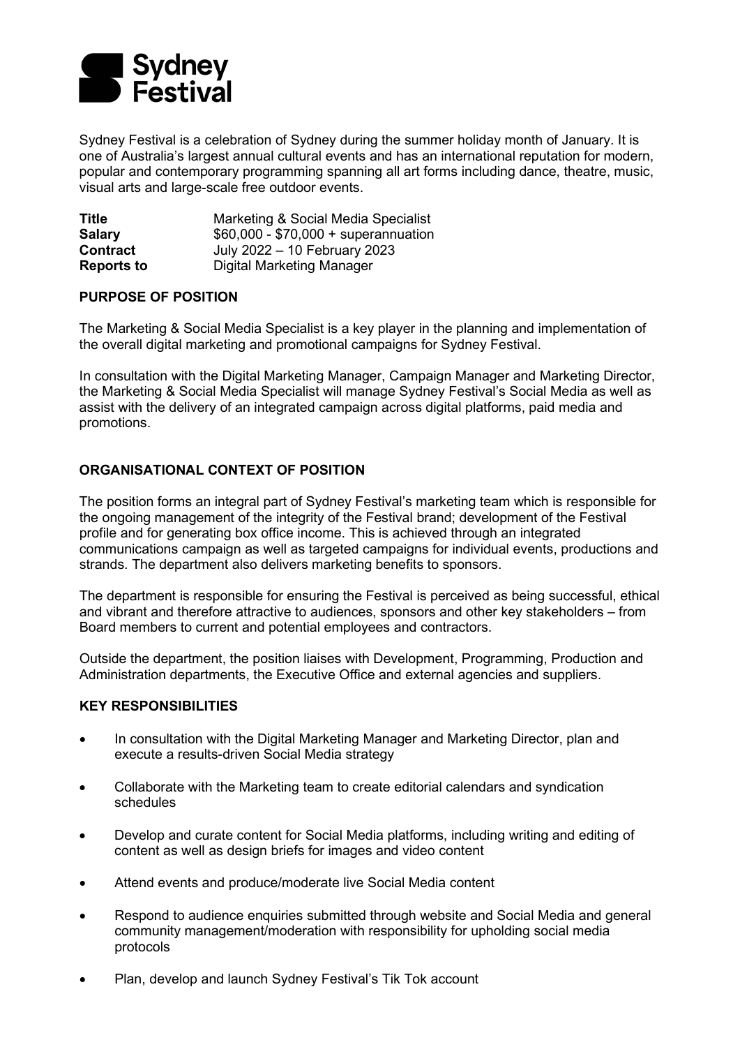# Sydney Festival

Sydney Festival is a celebration of Sydney during the summer holiday month of January. It is one of Australia's largest annual cultural events and has an international reputation for modern, popular and contemporary programming spanning all art forms including dance, theatre, music, visual arts and large-scale free outdoor events.

| | |
|---|---|
| **Title** | Marketing & Social Media Specialist |
| **Salary** | $60,000 - $70,000 + superannuation |
| **Contract** | July 2022 – 10 February 2023 |
| **Reports to** | Digital Marketing Manager |

## PURPOSE OF POSITION

The Marketing & Social Media Specialist is a key player in the planning and implementation of the overall digital marketing and promotional campaigns for Sydney Festival.

In consultation with the Digital Marketing Manager, Campaign Manager and Marketing Director, the Marketing & Social Media Specialist will manage Sydney Festival's Social Media as well as assist with the delivery of an integrated campaign across digital platforms, paid media and promotions.

## ORGANISATIONAL CONTEXT OF POSITION

The position forms an integral part of Sydney Festival's marketing team which is responsible for the ongoing management of the integrity of the Festival brand; development of the Festival profile and for generating box office income. This is achieved through an integrated communications campaign as well as targeted campaigns for individual events, productions and strands. The department also delivers marketing benefits to sponsors.

The department is responsible for ensuring the Festival is perceived as being successful, ethical and vibrant and therefore attractive to audiences, sponsors and other key stakeholders – from Board members to current and potential employees and contractors.

Outside the department, the position liaises with Development, Programming, Production and Administration departments, the Executive Office and external agencies and suppliers.

## KEY RESPONSIBILITIES

- In consultation with the Digital Marketing Manager and Marketing Director, plan and execute a results-driven Social Media strategy
- Collaborate with the Marketing team to create editorial calendars and syndication schedules
- Develop and curate content for Social Media platforms, including writing and editing of content as well as design briefs for images and video content
- Attend events and produce/moderate live Social Media content
- Respond to audience enquiries submitted through website and Social Media and general community management/moderation with responsibility for upholding social media protocols
- Plan, develop and launch Sydney Festival's Tik Tok account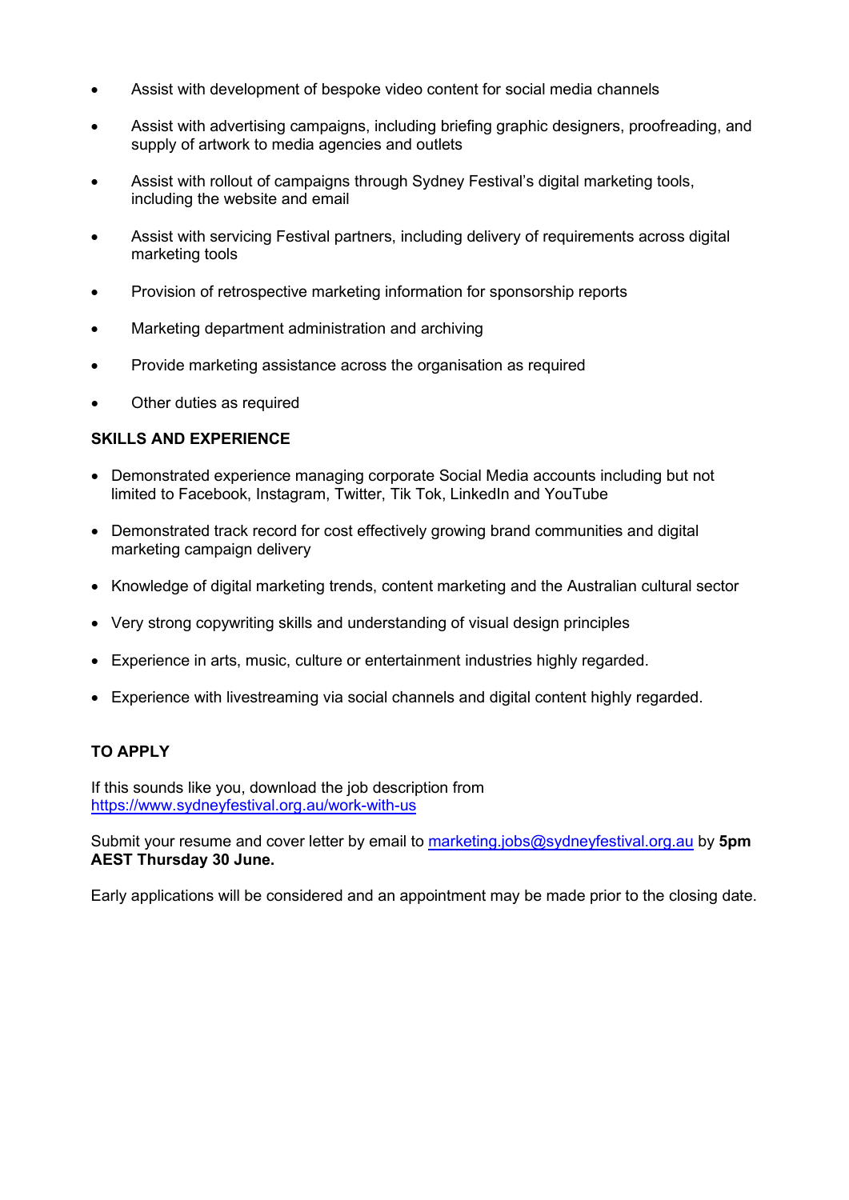- Assist with development of bespoke video content for social media channels
- Assist with advertising campaigns, including briefing graphic designers, proofreading, and supply of artwork to media agencies and outlets
- Assist with rollout of campaigns through Sydney Festival's digital marketing tools, including the website and email
- Assist with servicing Festival partners, including delivery of requirements across digital marketing tools
- Provision of retrospective marketing information for sponsorship reports
- Marketing department administration and archiving
- Provide marketing assistance across the organisation as required
- Other duties as required

**SKILLS AND EXPERIENCE**

- Demonstrated experience managing corporate Social Media accounts including but not limited to Facebook, Instagram, Twitter, Tik Tok, LinkedIn and YouTube
- Demonstrated track record for cost effectively growing brand communities and digital marketing campaign delivery
- Knowledge of digital marketing trends, content marketing and the Australian cultural sector
- Very strong copywriting skills and understanding of visual design principles
- Experience in arts, music, culture or entertainment industries highly regarded.
- Experience with livestreaming via social channels and digital content highly regarded.

**TO APPLY**

If this sounds like you, download the job description from https://www.sydneyfestival.org.au/work-with-us

Submit your resume and cover letter by email to marketing.jobs@sydneyfestival.org.au by **5pm AEST Thursday 30 June.**

Early applications will be considered and an appointment may be made prior to the closing date.